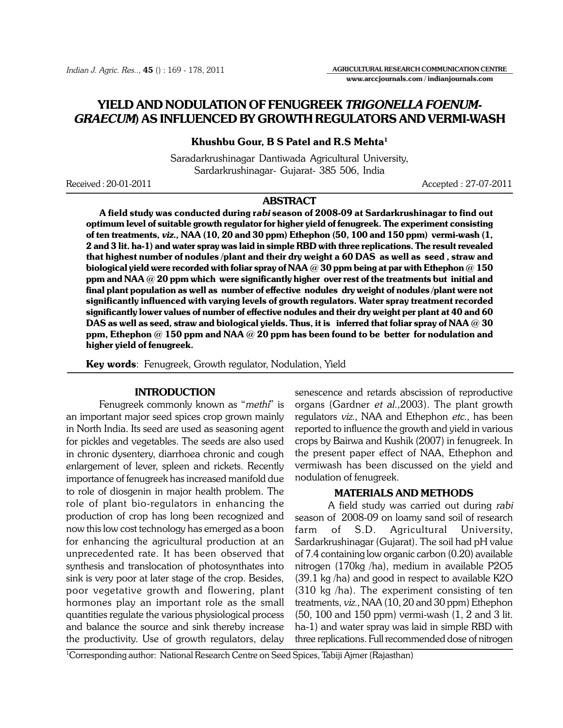# YIELD AND NODULATION OF FENUGREEK *TRIGONELLA FOENUM-GRAECUM*) AS INFLUENCED BY GROWTH REGULATORS AND VERMI-WASH

**Khushbu Gour, B S Patel and R.S Mehta[1]**

Saradarkrushinagar Dantiwada Agricultural University,
Sardarkrushinagar- Gujarat- 385 506, India

Received : 20-01-2011 Accepted : 27-07-2011

## ABSTRACT

**A field study was conducted during r*abi* season of 2008-09 at Sardarkrushinagar to find out optimum level of suitable growth regulator for higher yield of fenugreek. The experiment consisting of ten treatments, *viz.,* NAA (10, 20 and 30 ppm) Ethephon (50, 100 and 150 ppm) vermi-wash (1, 2 and 3 lit. ha-1) and water spray was laid in simple RBD with three replications. The result revealed that highest number of nodules /plant and their dry weight a 60 DAS as well as seed , straw and biological yield were recorded with foliar spray of NAA @ 30 ppm being at par with Ethephon @ 150 ppm and NAA @ 20 ppm which were significantly higher over rest of the treatments but initial and final plant population as well as number of effective nodules dry weight of nodules /plant were not significantly influenced with varying levels of growth regulators. Water spray treatment recorded significantly lower values of number of effective nodules and their dry weight per plant at 40 and 60 DAS as well as seed, straw and biological yields. Thus, it is inferred that foliar spray of NAA @ 30 ppm, Ethephon @ 150 ppm and NAA @ 20 ppm has been found to be better for nodulation and higher yield of fenugreek.**

**Key words**: Fenugreek, Growth regulator, Nodulation, Yield

## INTRODUCTION

Fenugreek commonly known as "*methi*" is an important major seed spices crop grown mainly in North India. Its seed are used as seasoning agent for pickles and vegetables. The seeds are also used in chronic dysentery, diarrhoea chronic and cough enlargement of lever, spleen and rickets. Recently importance of fenugreek has increased manifold due to role of diosgenin in major health problem. The role of plant bio-regulators in enhancing the production of crop has long been recognized and now this low cost technology has emerged as a boon for enhancing the agricultural production at an unprecedented rate. It has been observed that synthesis and translocation of photosynthates into sink is very poor at later stage of the crop. Besides, poor vegetative growth and flowering, plant hormones play an important role as the small quantities regulate the various physiological process and balance the source and sink thereby increase the productivity. Use of growth regulators, delay senescence and retards abscission of reproductive organs (Gardner *et al.,*2003). The plant growth regulators *viz.,* NAA and Ethephon *etc.,* has been reported to influence the growth and yield in various crops by Bairwa and Kushik (2007) in fenugreek. In the present paper effect of NAA, Ethephon and vermiwash has been discussed on the yield and nodulation of fenugreek.

## MATERIALS AND METHODS

A field study was carried out during *rabi* season of 2008-09 on loamy sand soil of research farm of S.D. Agricultural University, Sardarkrushinagar (Gujarat). The soil had pH value of 7.4 containing low organic carbon (0.20) available nitrogen (170kg /ha), medium in available $P_2O_5$ (39.1 kg /ha) and good in respect to available $K_2O$ (310 kg /ha). The experiment consisting of ten treatments, *viz.,* NAA (10, 20 and 30 ppm) Ethephon (50, 100 and 150 ppm) vermi-wash (1, 2 and 3 lit. ha-1) and water spray was laid in simple RBD with three replications. Full recommended dose of nitrogen

[1]Corresponding author: National Research Centre on Seed Spices, Tabiji Ajmer (Rajasthan)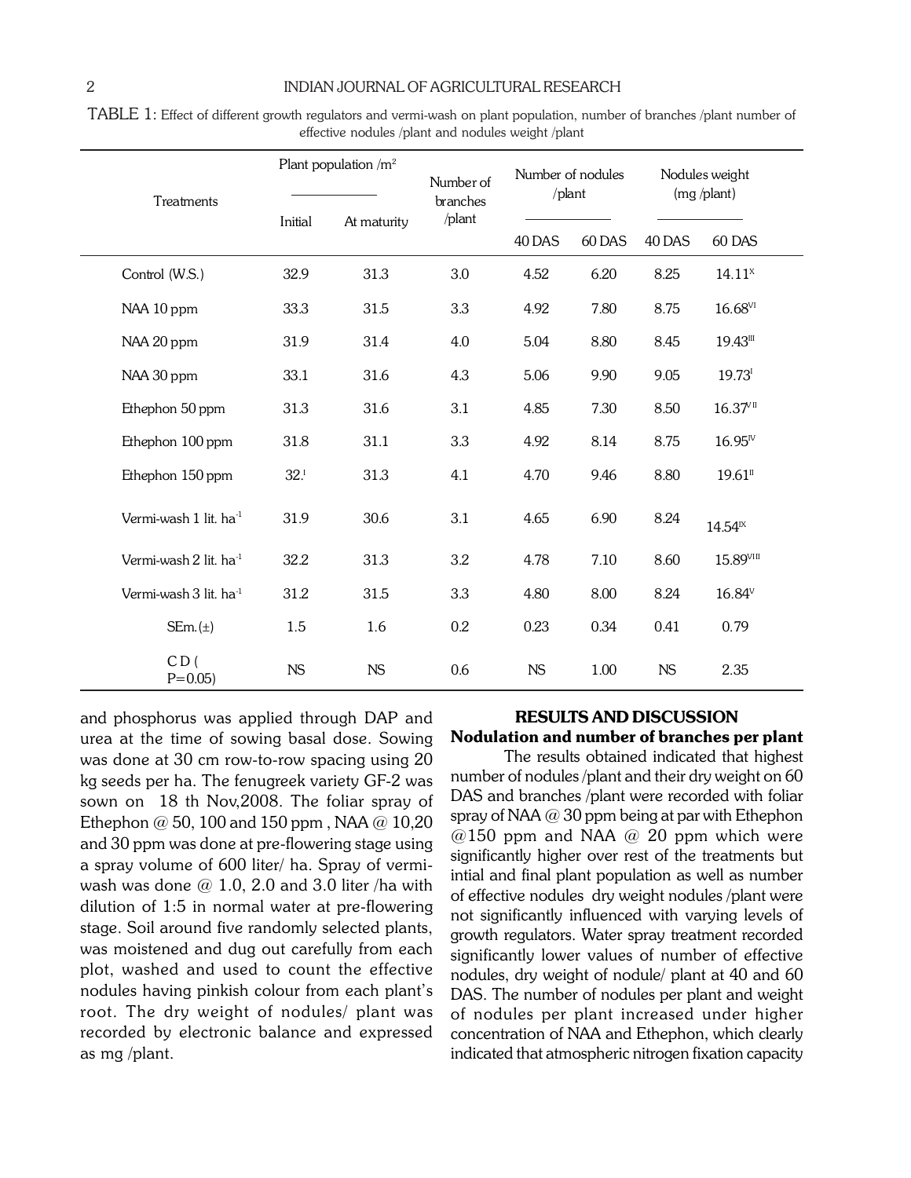TABLE 1: Effect of different growth regulators and vermi-wash on plant population, number of branches /plant number of effective nodules /plant and nodules weight /plant

| Treatments | Plant population /m$^2$ | | Number of branches /plant | Number of nodules /plant | | Nodules weight (mg /plant) | |
|---|---|---|---|---|---|---|---|
| | Initial | At maturity | | 40 DAS | 60 DAS | 40 DAS | 60 DAS |
| Control (W.S.) | 32.9 | 31.3 | 3.0 | 4.52 | 6.20 | 8.25 | 14.11$^{X}$ |
| NAA 10 ppm | 33.3 | 31.5 | 3.3 | 4.92 | 7.80 | 8.75 | 16.68$^{VI}$ |
| NAA 20 ppm | 31.9 | 31.4 | 4.0 | 5.04 | 8.80 | 8.45 | 19.43$^{III}$ |
| NAA 30 ppm | 33.1 | 31.6 | 4.3 | 5.06 | 9.90 | 9.05 | 19.73$^{I}$ |
| Ethephon 50 ppm | 31.3 | 31.6 | 3.1 | 4.85 | 7.30 | 8.50 | 16.37$^{VII}$ |
| Ethephon 100 ppm | 31.8 | 31.1 | 3.3 | 4.92 | 8.14 | 8.75 | 16.95$^{IV}$ |
| Ethephon 150 ppm | 32.$^{I}$ | 31.3 | 4.1 | 4.70 | 9.46 | 8.80 | 19.61$^{II}$ |
| Vermi-wash 1 lit. ha$^{-1}$ | 31.9 | 30.6 | 3.1 | 4.65 | 6.90 | 8.24 | 14.54$^{IX}$ |
| Vermi-wash 2 lit. ha$^{-1}$ | 32.2 | 31.3 | 3.2 | 4.78 | 7.10 | 8.60 | 15.89$^{VIII}$ |
| Vermi-wash 3 lit. ha$^{-1}$ | 31.2 | 31.5 | 3.3 | 4.80 | 8.00 | 8.24 | 16.84$^{V}$ |
| SEm.(±) | 1.5 | 1.6 | 0.2 | 0.23 | 0.34 | 0.41 | 0.79 |
| C D ( P=0.05) | NS | NS | 0.6 | NS | 1.00 | NS | 2.35 |

and phosphorus was applied through DAP and urea at the time of sowing basal dose. Sowing was done at 30 cm row-to-row spacing using 20 kg seeds per ha. The fenugreek variety GF-2 was sown on 18 th Nov,2008. The foliar spray of Ethephon @ 50, 100 and 150 ppm , NAA @ 10,20 and 30 ppm was done at pre-flowering stage using a spray volume of 600 liter/ ha. Spray of vermi-wash was done @ 1.0, 2.0 and 3.0 liter /ha with dilution of 1:5 in normal water at pre-flowering stage. Soil around five randomly selected plants, was moistened and dug out carefully from each plot, washed and used to count the effective nodules having pinkish colour from each plant's root. The dry weight of nodules/ plant was recorded by electronic balance and expressed as mg /plant.

## RESULTS AND DISCUSSION

### Nodulation and number of branches per plant

The results obtained indicated that highest number of nodules /plant and their dry weight on 60 DAS and branches /plant were recorded with foliar spray of NAA @ 30 ppm being at par with Ethephon @150 ppm and NAA @ 20 ppm which were significantly higher over rest of the treatments but intial and final plant population as well as number of effective nodules dry weight nodules /plant were not significantly influenced with varying levels of growth regulators. Water spray treatment recorded significantly lower values of number of effective nodules, dry weight of nodule/ plant at 40 and 60 DAS. The number of nodules per plant and weight of nodules per plant increased under higher concentration of NAA and Ethephon, which clearly indicated that atmospheric nitrogen fixation capacity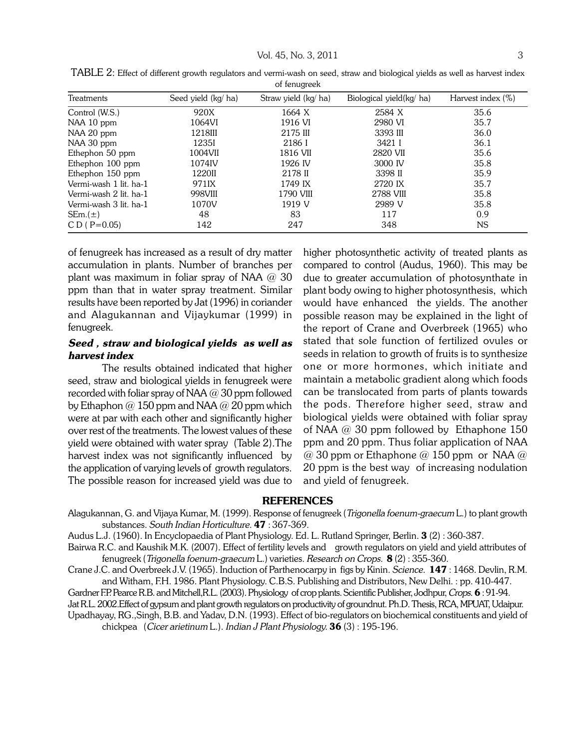TABLE 2: Effect of different growth regulators and vermi-wash on seed, straw and biological yields as well as harvest index of fenugreek

| Treatments | Seed yield (kg/ ha) | Straw yield (kg/ ha) | Biological yield(kg/ ha) | Harvest index (%) |
|---|---|---|---|---|
| Control (W.S.) | 920X | 1664 X | 2584 X | 35.6 |
| NAA 10 ppm | 1064VI | 1916 VI | 2980 VI | 35.7 |
| NAA 20 ppm | 1218III | 2175 III | 3393 III | 36.0 |
| NAA 30 ppm | 1235I | 2186 I | 3421 I | 36.1 |
| Ethephon 50 ppm | 1004VII | 1816 VII | 2820 VII | 35.6 |
| Ethephon 100 ppm | 1074IV | 1926 IV | 3000 IV | 35.8 |
| Ethephon 150 ppm | 1220II | 2178 II | 3398 II | 35.9 |
| Vermi-wash 1 lit. ha-1 | 971IX | 1749 IX | 2720 IX | 35.7 |
| Vermi-wash 2 lit. ha-1 | 998VIII | 1790 VIII | 2788 VIII | 35.8 |
| Vermi-wash 3 lit. ha-1 | 1070V | 1919 V | 2989 V | 35.8 |
| SEm.(±) | 48 | 83 | 117 | 0.9 |
| C D ( P=0.05) | 142 | 247 | 348 | NS |

of fenugreek has increased as a result of dry matter accumulation in plants. Number of branches per plant was maximum in foliar spray of NAA @ 30 ppm than that in water spray treatment. Similar results have been reported by Jat (1996) in coriander and Alagukannan and Vijaykumar (1999) in fenugreek.

### *Seed , straw and biological yields as well as harvest index*

The results obtained indicated that higher seed, straw and biological yields in fenugreek were recorded with foliar spray of NAA @ 30 ppm followed by Ethaphon @ 150 ppm and NAA @ 20 ppm which were at par with each other and significantly higher over rest of the treatments. The lowest values of these yield were obtained with water spray (Table 2).The harvest index was not significantly influenced by the application of varying levels of growth regulators. The possible reason for increased yield was due to higher photosynthetic activity of treated plants as compared to control (Audus, 1960). This may be due to greater accumulation of photosynthate in plant body owing to higher photosynthesis, which would have enhanced the yields. The another possible reason may be explained in the light of the report of Crane and Overbreek (1965) who stated that sole function of fertilized ovules or seeds in relation to growth of fruits is to synthesize one or more hormones, which initiate and maintain a metabolic gradient along which foods can be translocated from parts of plants towards the pods. Therefore higher seed, straw and biological yields were obtained with foliar spray of NAA @ 30 ppm followed by Ethaphone 150 ppm and 20 ppm. Thus foliar application of NAA @ 30 ppm or Ethaphone @ 150 ppm or NAA @ 20 ppm is the best way of increasing nodulation and yield of fenugreek.

## REFERENCES

Alagukannan, G. and Vijaya Kumar, M. (1999). Response of fenugreek (*Trigonella foenum-graecum* L.) to plant growth substances. *South Indian Horticulture.* **47** : 367-369.

Audus L.J. (1960). In Encyclopaedia of Plant Physiology. Ed. L. Rutland Springer, Berlin. **3** (2) : 360-387.

Bairwa R.C. and Kaushik M.K. (2007). Effect of fertility levels and growth regulators on yield and yield attributes of fenugreek (*Trigonella foenum-graecum* L.) varieties. *Research on Crops.* **8** (2) : 355-360.

Crane J.C. and Overbreek J.V. (1965). Induction of Parthenocarpy in figs by Kinin. *Science.* **147** : 1468. Devlin, R.M. and Witham, F.H. 1986. Plant Physiology. C.B.S. Publishing and Distributors, New Delhi. : pp. 410-447.

Gardner F.P. Pearce R.B. and Mitchell,R.L. (2003). Physiology of crop plants. Scientific Publisher, Jodhpur, *Crops.* **6** : 91-94.

Jat R.L. 2002.Effect of gypsum and plant growth regulators on productivity of groundnut. Ph.D. Thesis, RCA, MPUAT, Udaipur.

Upadhayay, RG.,Singh, B.B. and Yadav, D.N. (1993). Effect of bio-regulators on biochemical constituents and yield of chickpea (*Cicer arietinum* L.). *Indian J Plant Physiology.* **36** (3) : 195-196.